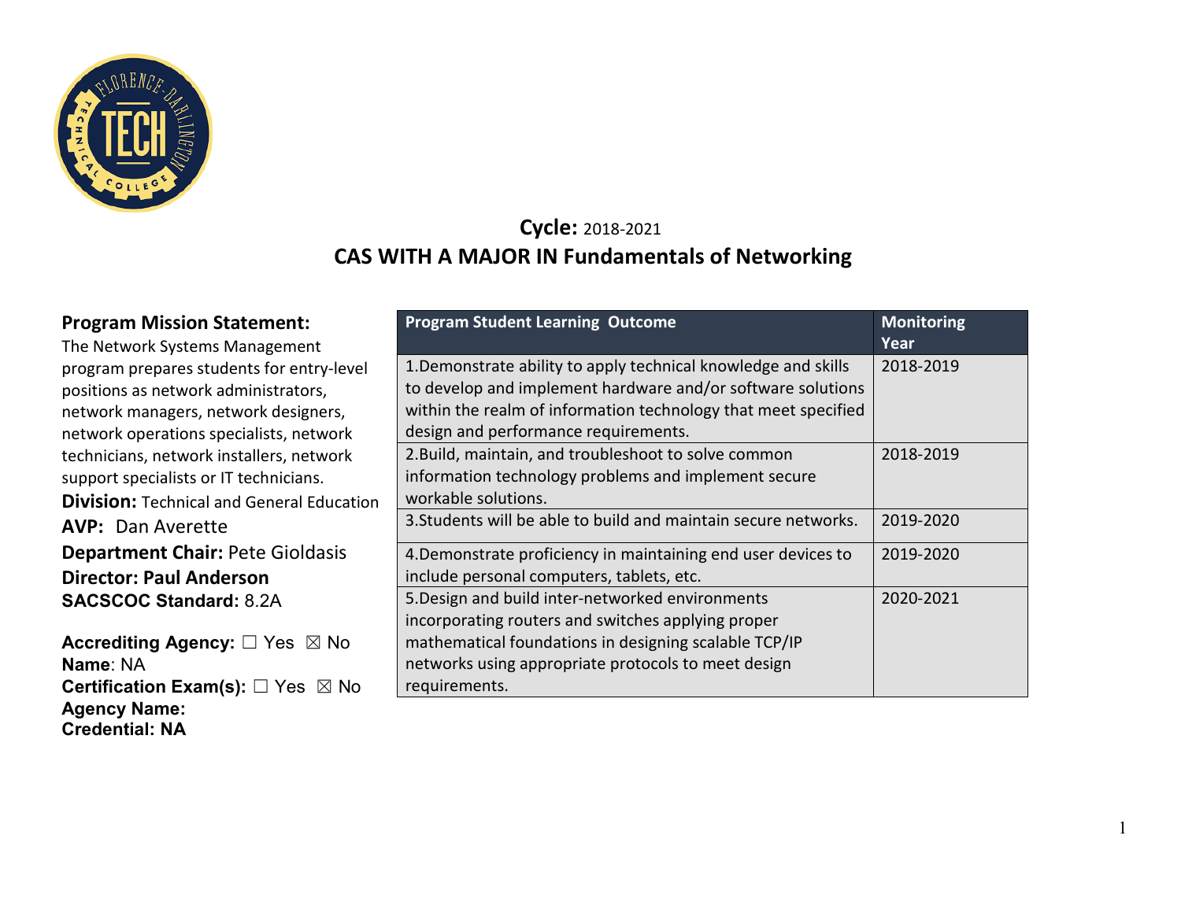# Cycle: 2018-2021

## CAS WITH A MAJOR IN Fundamentals of Networking

**Program Mission Statement:**

The Network Systems Management program prepares students for entry-level positions as network administrators, network managers, network designers, network operations specialists, network technicians, network installers, network support specialists or IT technicians.

**Division:** Technical and General Education

**AVP:** Dan Averette

**Department Chair:** Pete Gioldasis

**Director: Paul Anderson**

**SACSCOC Standard:** 8.2A

**Accrediting Agency:** ☐ Yes ☒ No

**Name**: NA

**Certification Exam(s):** ☐ Yes ☒ No

**Agency Name:**

**Credential: NA**

| Program Student Learning Outcome | Monitoring Year |
|---|---|
| 1.Demonstrate ability to apply technical knowledge and skills to develop and implement hardware and/or software solutions within the realm of information technology that meet specified design and performance requirements. | 2018-2019 |
| 2.Build, maintain, and troubleshoot to solve common information technology problems and implement secure workable solutions. | 2018-2019 |
| 3.Students will be able to build and maintain secure networks. | 2019-2020 |
| 4.Demonstrate proficiency in maintaining end user devices to include personal computers, tablets, etc. | 2019-2020 |
| 5.Design and build inter-networked environments incorporating routers and switches applying proper mathematical foundations in designing scalable TCP/IP networks using appropriate protocols to meet design requirements. | 2020-2021 |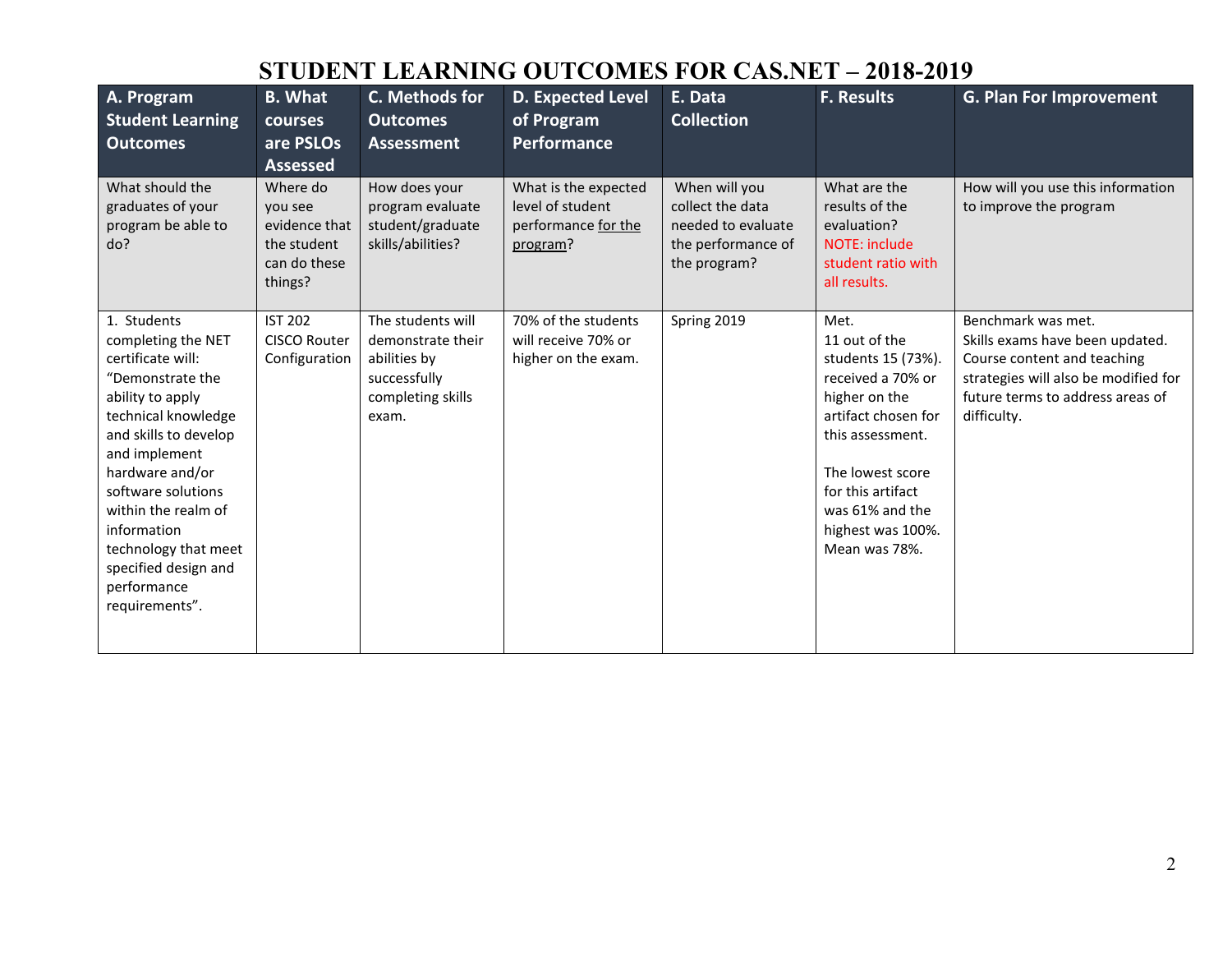# STUDENT LEARNING OUTCOMES FOR CAS.NET – 2018-2019

| A. Program Student Learning Outcomes | B. What courses are PSLOs Assessed | C. Methods for Outcomes Assessment | D. Expected Level of Program Performance | E. Data Collection | F. Results | G. Plan For Improvement |
|---|---|---|---|---|---|---|
| What should the graduates of your program be able to do? | Where do you see evidence that the student can do these things? | How does your program evaluate student/graduate skills/abilities? | What is the expected level of student performance for the program? | When will you collect the data needed to evaluate the performance of the program? | What are the results of the evaluation? NOTE: include student ratio with all results. | How will you use this information to improve the program |
| 1. Students completing the NET certificate will: "Demonstrate the ability to apply technical knowledge and skills to develop and implement hardware and/or software solutions within the realm of information technology that meet specified design and performance requirements". | IST 202 CISCO Router Configuration | The students will demonstrate their abilities by successfully completing skills exam. | 70% of the students will receive 70% or higher on the exam. | Spring 2019 | Met.<br>11 out of the students 15 (73%). received a 70% or higher on the artifact chosen for this assessment.<br><br>The lowest score for this artifact was 61% and the highest was 100%. Mean was 78%. | Benchmark was met.<br>Skills exams have been updated. Course content and teaching strategies will also be modified for future terms to address areas of difficulty. |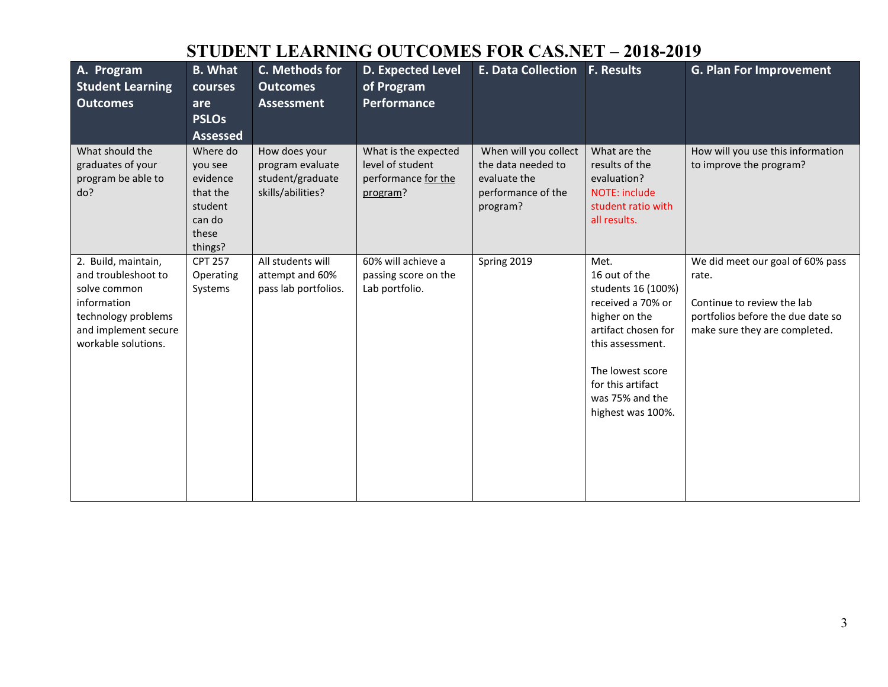# STUDENT LEARNING OUTCOMES FOR CAS.NET – 2018-2019

| A. Program Student Learning Outcomes | B. What courses are PSLOs Assessed | C. Methods for Outcomes Assessment | D. Expected Level of Program Performance | E. Data Collection | F. Results | G. Plan For Improvement |
|---|---|---|---|---|---|---|
| What should the graduates of your program be able to do? | Where do you see evidence that the student can do these things? | How does your program evaluate student/graduate skills/abilities? | What is the expected level of student performance for the program? | When will you collect the data needed to evaluate the performance of the program? | What are the results of the evaluation? NOTE: include student ratio with all results. | How will you use this information to improve the program? |
| 2. Build, maintain, and troubleshoot to solve common information technology problems and implement secure workable solutions. | CPT 257 Operating Systems | All students will attempt and 60% pass lab portfolios. | 60% will achieve a passing score on the Lab portfolio. | Spring 2019 | Met.<br>16 out of the students 16 (100%) received a 70% or higher on the artifact chosen for this assessment.<br><br>The lowest score for this artifact was 75% and the highest was 100%. | We did meet our goal of 60% pass rate.<br><br>Continue to review the lab portfolios before the due date so make sure they are completed. |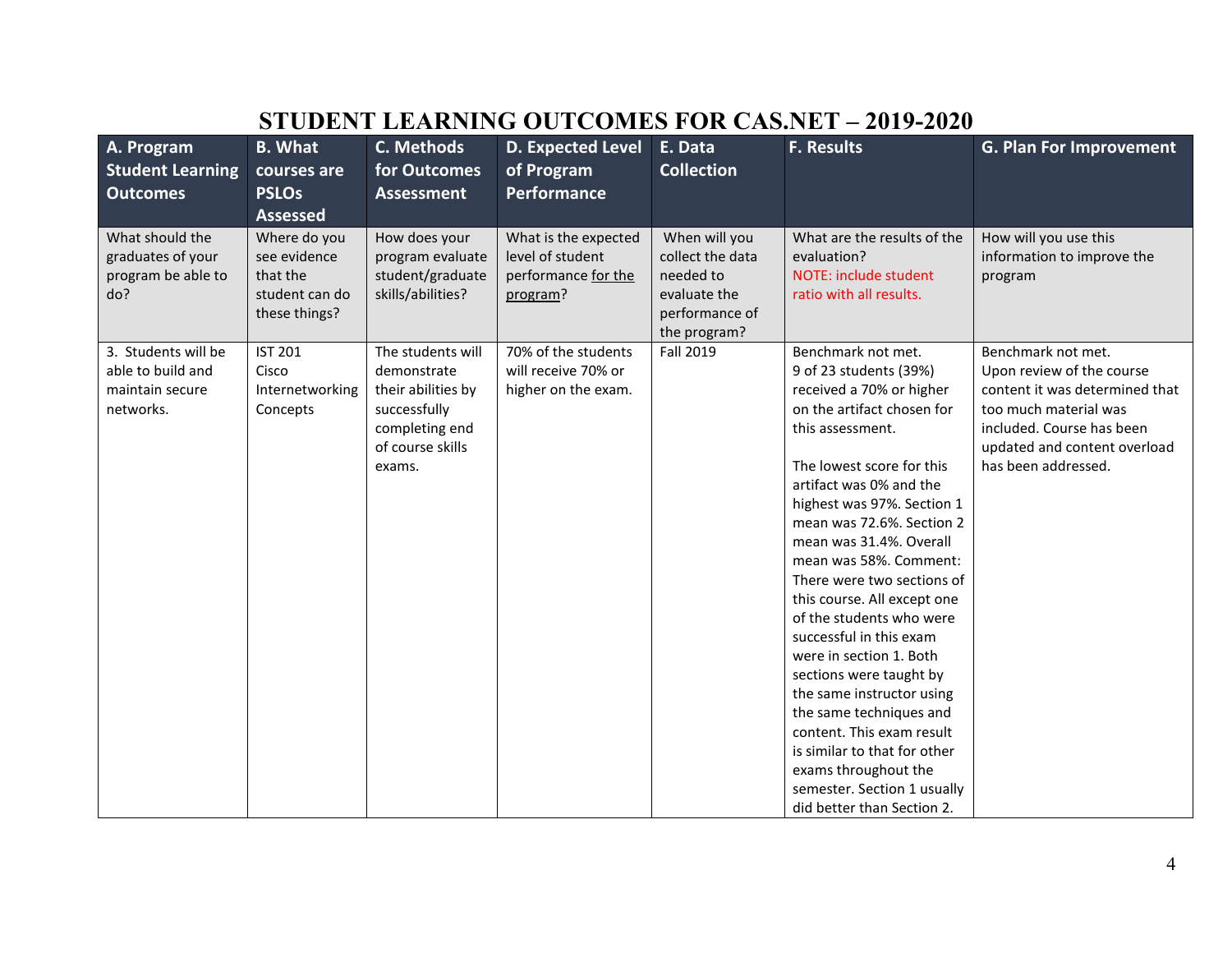# STUDENT LEARNING OUTCOMES FOR CAS.NET – 2019-2020

| A. Program Student Learning Outcomes | B. What courses are PSLOs Assessed | C. Methods for Outcomes Assessment | D. Expected Level of Program Performance | E. Data Collection | F. Results | G. Plan For Improvement |
|---|---|---|---|---|---|---|
| What should the graduates of your program be able to do? | Where do you see evidence that the student can do these things? | How does your program evaluate student/graduate skills/abilities? | What is the expected level of student performance for the program? | When will you collect the data needed to evaluate the performance of the program? | What are the results of the evaluation? NOTE: include student ratio with all results. | How will you use this information to improve the program |
| 3. Students will be able to build and maintain secure networks. | IST 201 Cisco Internetworking Concepts | The students will demonstrate their abilities by successfully completing end of course skills exams. | 70% of the students will receive 70% or higher on the exam. | Fall 2019 | Benchmark not met. 9 of 23 students (39%) received a 70% or higher on the artifact chosen for this assessment.<br><br>The lowest score for this artifact was 0% and the highest was 97%. Section 1 mean was 72.6%. Section 2 mean was 31.4%. Overall mean was 58%. Comment: There were two sections of this course. All except one of the students who were successful in this exam were in section 1. Both sections were taught by the same instructor using the same techniques and content. This exam result is similar to that for other exams throughout the semester. Section 1 usually did better than Section 2. | Benchmark not met. Upon review of the course content it was determined that too much material was included. Course has been updated and content overload has been addressed. |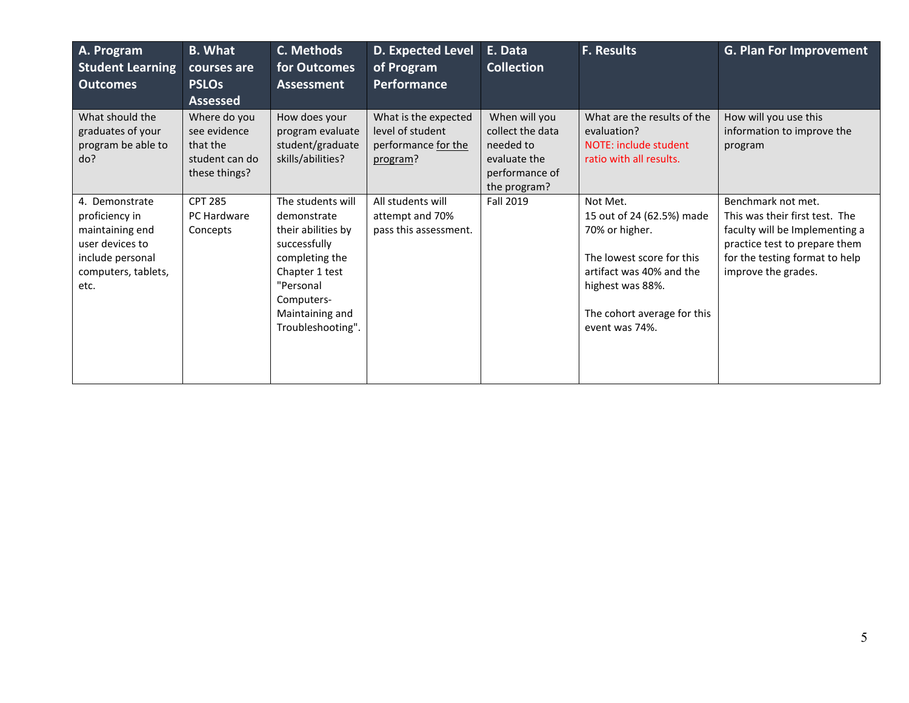| A. Program Student Learning Outcomes | B. What courses are PSLOs Assessed | C. Methods for Outcomes Assessment | D. Expected Level of Program Performance | E. Data Collection | F. Results | G. Plan For Improvement |
|---|---|---|---|---|---|---|
| What should the graduates of your program be able to do? | Where do you see evidence that the student can do these things? | How does your program evaluate student/graduate skills/abilities? | What is the expected level of student performance for the program? | When will you collect the data needed to evaluate the performance of the program? | What are the results of the evaluation? NOTE: include student ratio with all results. | How will you use this information to improve the program |
| 4. Demonstrate proficiency in maintaining end user devices to include personal computers, tablets, etc. | CPT 285 PC Hardware Concepts | The students will demonstrate their abilities by successfully completing the Chapter 1 test "Personal Computers- Maintaining and Troubleshooting". | All students will attempt and 70% pass this assessment. | Fall 2019 | Not Met.<br>15 out of 24 (62.5%) made 70% or higher.<br><br>The lowest score for this artifact was 40% and the highest was 88%.<br><br>The cohort average for this event was 74%. | Benchmark not met.<br>This was their first test. The faculty will be Implementing a practice test to prepare them for the testing format to help improve the grades. |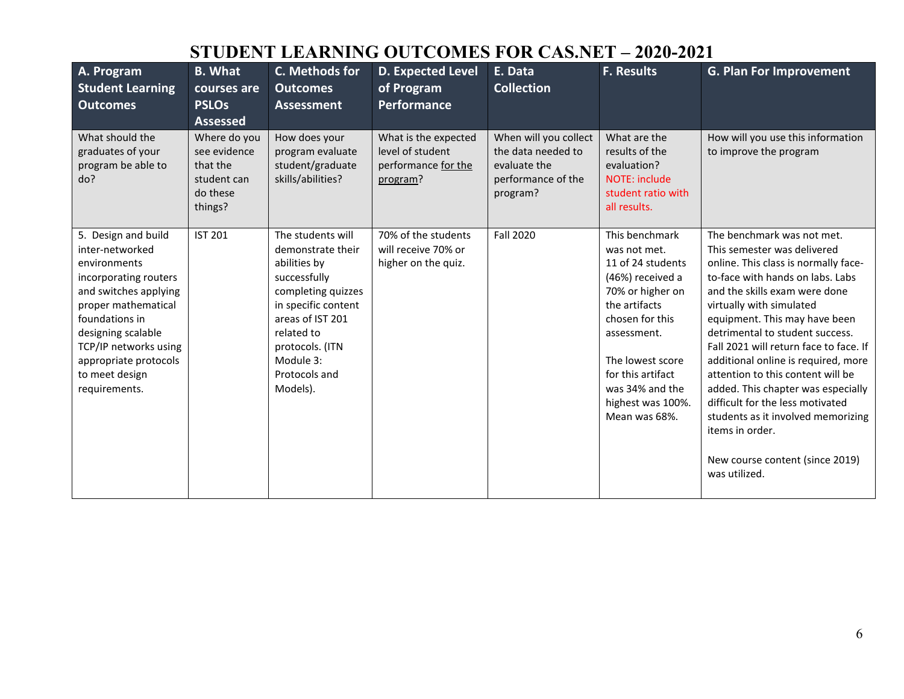# STUDENT LEARNING OUTCOMES FOR CAS.NET – 2020-2021

| A. Program Student Learning Outcomes | B. What courses are PSLOs Assessed | C. Methods for Outcomes Assessment | D. Expected Level of Program Performance | E. Data Collection | F. Results | G. Plan For Improvement |
|---|---|---|---|---|---|---|
| What should the graduates of your program be able to do? | Where do you see evidence that the student can do these things? | How does your program evaluate student/graduate skills/abilities? | What is the expected level of student performance for the program? | When will you collect the data needed to evaluate the performance of the program? | What are the results of the evaluation? NOTE: include student ratio with all results. | How will you use this information to improve the program |
| 5. Design and build inter-networked environments incorporating routers and switches applying proper mathematical foundations in designing scalable TCP/IP networks using appropriate protocols to meet design requirements. | IST 201 | The students will demonstrate their abilities by successfully completing quizzes in specific content areas of IST 201 related to protocols. (ITN Module 3: Protocols and Models). | 70% of the students will receive 70% or higher on the quiz. | Fall 2020 | This benchmark was not met. 11 of 24 students (46%) received a 70% or higher on the artifacts chosen for this assessment.<br><br>The lowest score for this artifact was 34% and the highest was 100%. Mean was 68%. | The benchmark was not met. This semester was delivered online. This class is normally face-to-face with hands on labs. Labs and the skills exam were done virtually with simulated equipment. This may have been detrimental to student success. Fall 2021 will return face to face. If additional online is required, more attention to this content will be added. This chapter was especially difficult for the less motivated students as it involved memorizing items in order.<br><br>New course content (since 2019) was utilized. |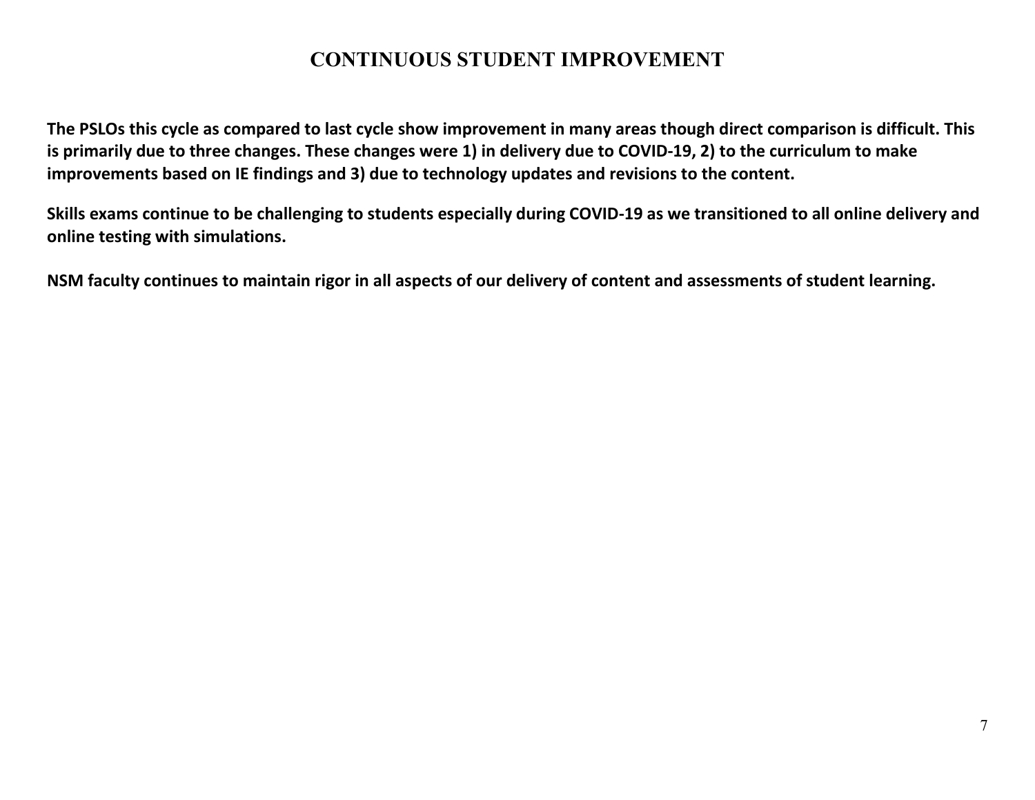# CONTINUOUS STUDENT IMPROVEMENT

**The PSLOs this cycle as compared to last cycle show improvement in many areas though direct comparison is difficult. This is primarily due to three changes. These changes were 1) in delivery due to COVID-19, 2) to the curriculum to make improvements based on IE findings and 3) due to technology updates and revisions to the content.**

**Skills exams continue to be challenging to students especially during COVID-19 as we transitioned to all online delivery and online testing with simulations.**

**NSM faculty continues to maintain rigor in all aspects of our delivery of content and assessments of student learning.**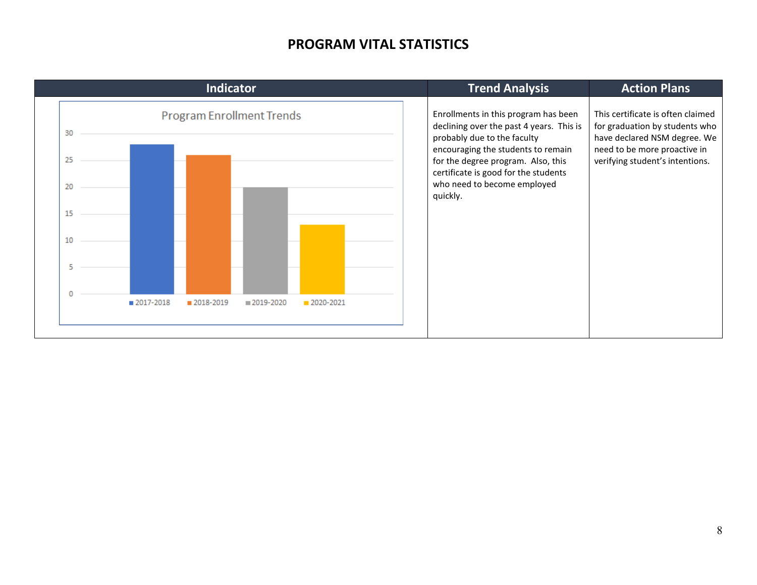# PROGRAM VITAL STATISTICS

| Indicator | Trend Analysis | Action Plans |
| --- | --- | --- |
| **Program Enrollment Trends**<br>2017-2018: 28<br>2018-2019: 26<br>2019-2020: 20<br>2020-2021: 13 | Enrollments in this program has been declining over the past 4 years. This is probably due to the faculty encouraging the students to remain for the degree program. Also, this certificate is good for the students who need to become employed quickly. | This certificate is often claimed for graduation by students who have declared NSM degree. We need to be more proactive in verifying student's intentions. |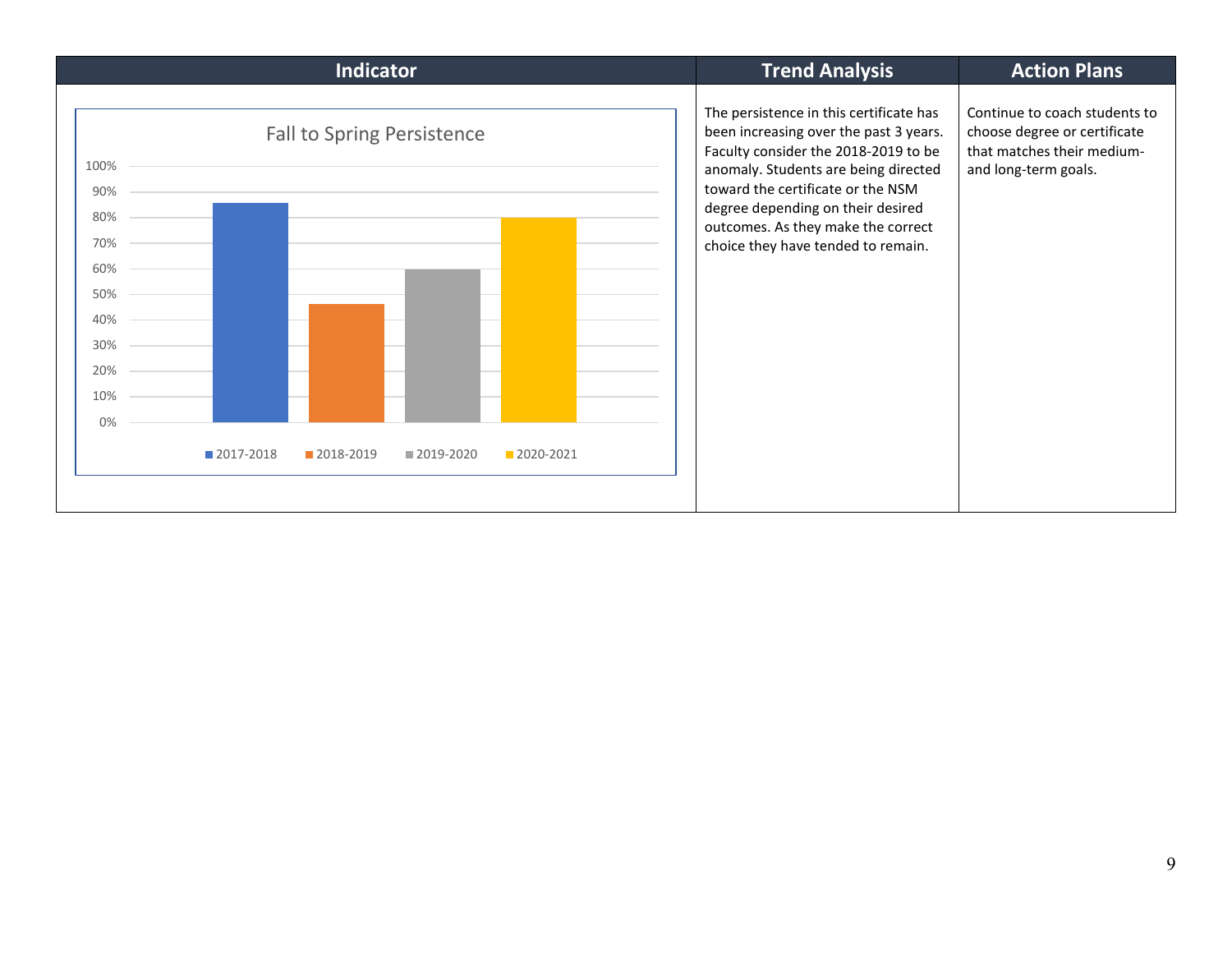| Indicator | Trend Analysis | Action Plans |
|---|---|---|
| **Fall to Spring Persistence**<br>Chart: 2017-2018, 2018-2019, 2019-2020, 2020-2021 (y-axis 0%–100%) | The persistence in this certificate has been increasing over the past 3 years. Faculty consider the 2018-2019 to be anomaly. Students are being directed toward the certificate or the NSM degree depending on their desired outcomes. As they make the correct choice they have tended to remain. | Continue to coach students to choose degree or certificate that matches their medium- and long-term goals. |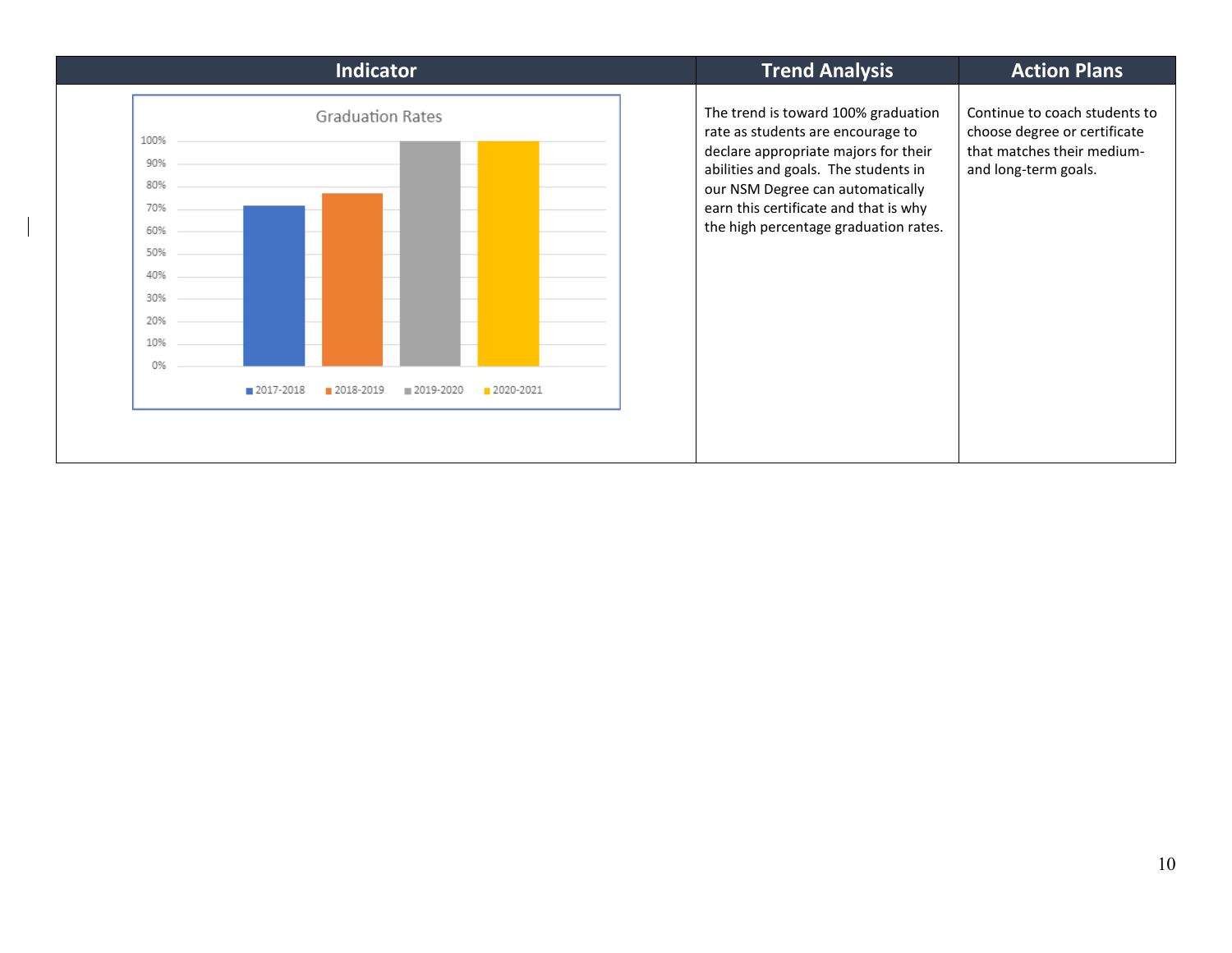| Indicator | Trend Analysis | Action Plans |
|---|---|---|
| Graduation Rates (chart: 2017-2018, 2018-2019, 2019-2020, 2020-2021) | The trend is toward 100% graduation rate as students are encourage to declare appropriate majors for their abilities and goals. The students in our NSM Degree can automatically earn this certificate and that is why the high percentage graduation rates. | Continue to coach students to choose degree or certificate that matches their medium- and long-term goals. |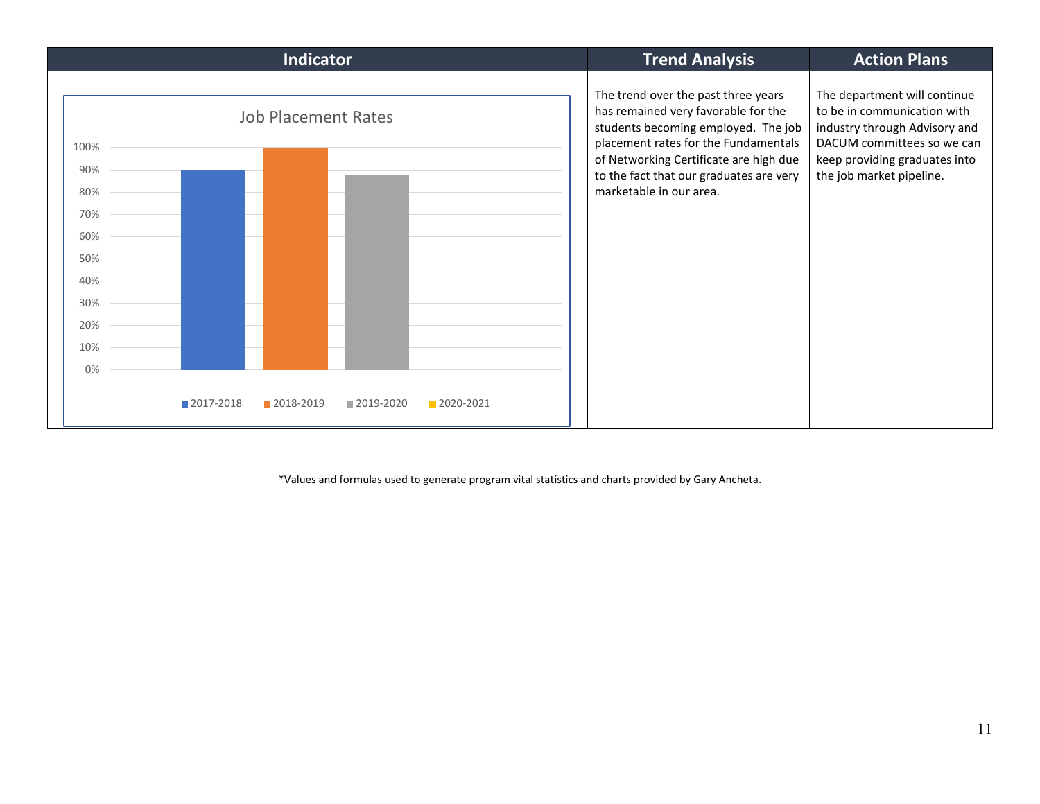| Indicator | Trend Analysis | Action Plans |
| --- | --- | --- |
| Job Placement Rates<br>100%<br>90%<br>80%<br>70%<br>60%<br>50%<br>40%<br>30%<br>20%<br>10%<br>0%<br>2017-2018 2018-2019 2019-2020 2020-2021 | The trend over the past three years has remained very favorable for the students becoming employed. The job placement rates for the Fundamentals of Networking Certificate are high due to the fact that our graduates are very marketable in our area. | The department will continue to be in communication with industry through Advisory and DACUM committees so we can keep providing graduates into the job market pipeline. |

*Values and formulas used to generate program vital statistics and charts provided by Gary Ancheta.